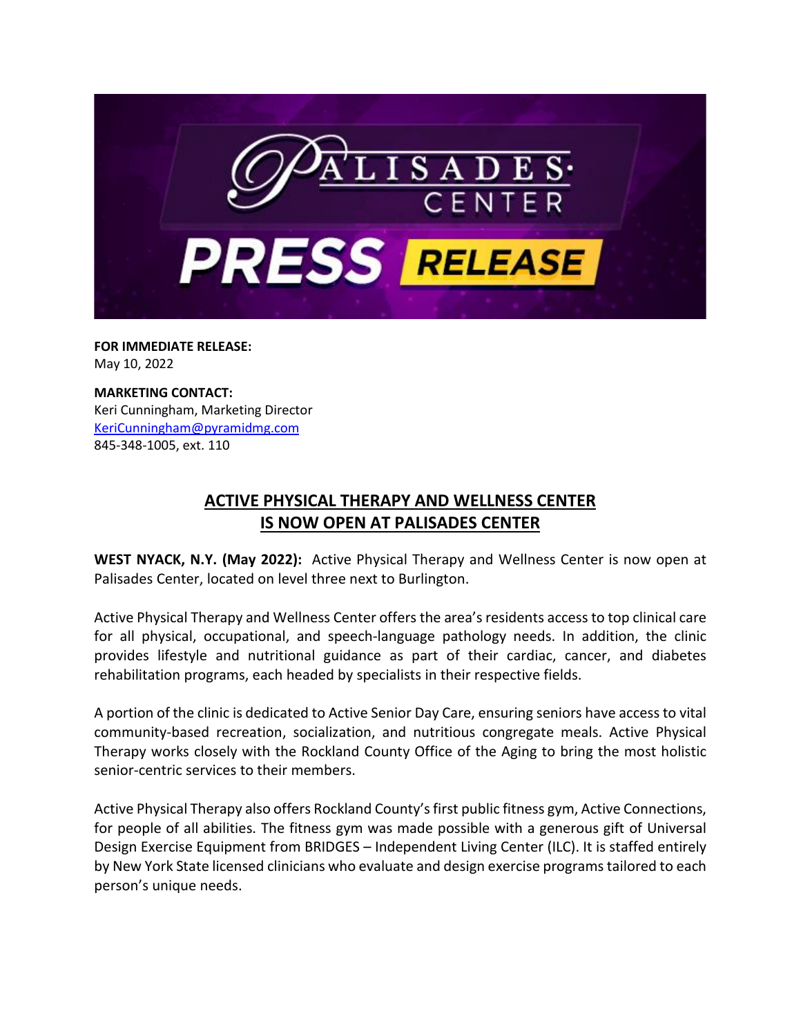**FOR IMMEDIATE RELEASE:**
May 10, 2022

**MARKETING CONTACT:**
Keri Cunningham, Marketing Director
[KeriCunningham@pyramidmg.com](mailto:KeriCunningham@pyramidmg.com)
845-348-1005, ext. 110

## ACTIVE PHYSICAL THERAPY AND WELLNESS CENTER IS NOW OPEN AT PALISADES CENTER

**WEST NYACK, N.Y. (May 2022):** Active Physical Therapy and Wellness Center is now open at Palisades Center, located on level three next to Burlington.

Active Physical Therapy and Wellness Center offers the area's residents access to top clinical care for all physical, occupational, and speech-language pathology needs. In addition, the clinic provides lifestyle and nutritional guidance as part of their cardiac, cancer, and diabetes rehabilitation programs, each headed by specialists in their respective fields.

A portion of the clinic is dedicated to Active Senior Day Care, ensuring seniors have access to vital community-based recreation, socialization, and nutritious congregate meals. Active Physical Therapy works closely with the Rockland County Office of the Aging to bring the most holistic senior-centric services to their members.

Active Physical Therapy also offers Rockland County's first public fitness gym, Active Connections, for people of all abilities. The fitness gym was made possible with a generous gift of Universal Design Exercise Equipment from BRIDGES – Independent Living Center (ILC). It is staffed entirely by New York State licensed clinicians who evaluate and design exercise programs tailored to each person's unique needs.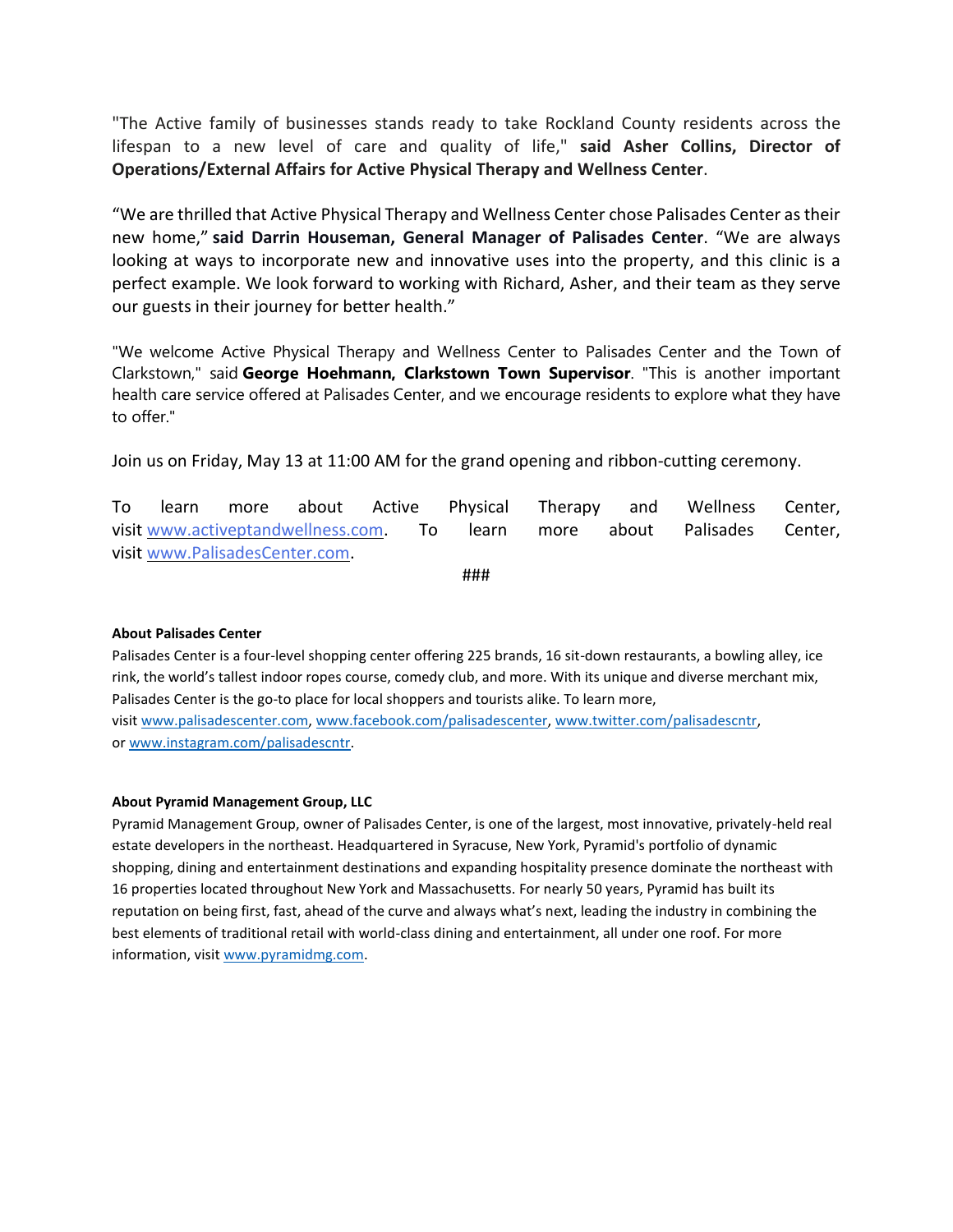"The Active family of businesses stands ready to take Rockland County residents across the lifespan to a new level of care and quality of life," **said Asher Collins, Director of Operations/External Affairs for Active Physical Therapy and Wellness Center**.

“We are thrilled that Active Physical Therapy and Wellness Center chose Palisades Center as their new home,” **said Darrin Houseman, General Manager of Palisades Center**. “We are always looking at ways to incorporate new and innovative uses into the property, and this clinic is a perfect example. We look forward to working with Richard, Asher, and their team as they serve our guests in their journey for better health.”

"We welcome Active Physical Therapy and Wellness Center to Palisades Center and the Town of Clarkstown," said **George Hoehmann, Clarkstown Town Supervisor**. "This is another important health care service offered at Palisades Center, and we encourage residents to explore what they have to offer."

Join us on Friday, May 13 at 11:00 AM for the grand opening and ribbon-cutting ceremony.

To learn more about Active Physical Therapy and Wellness Center, visit www.activeptandwellness.com. To learn more about Palisades Center, visit www.PalisadesCenter.com.

###

**About Palisades Center**

Palisades Center is a four-level shopping center offering 225 brands, 16 sit-down restaurants, a bowling alley, ice rink, the world’s tallest indoor ropes course, comedy club, and more. With its unique and diverse merchant mix, Palisades Center is the go-to place for local shoppers and tourists alike. To learn more, visit www.palisadescenter.com, www.facebook.com/palisadescenter, www.twitter.com/palisadescntr, or www.instagram.com/palisadescntr.

**About Pyramid Management Group, LLC**

Pyramid Management Group, owner of Palisades Center, is one of the largest, most innovative, privately-held real estate developers in the northeast. Headquartered in Syracuse, New York, Pyramid's portfolio of dynamic shopping, dining and entertainment destinations and expanding hospitality presence dominate the northeast with 16 properties located throughout New York and Massachusetts. For nearly 50 years, Pyramid has built its reputation on being first, fast, ahead of the curve and always what’s next, leading the industry in combining the best elements of traditional retail with world-class dining and entertainment, all under one roof. For more information, visit www.pyramidmg.com.